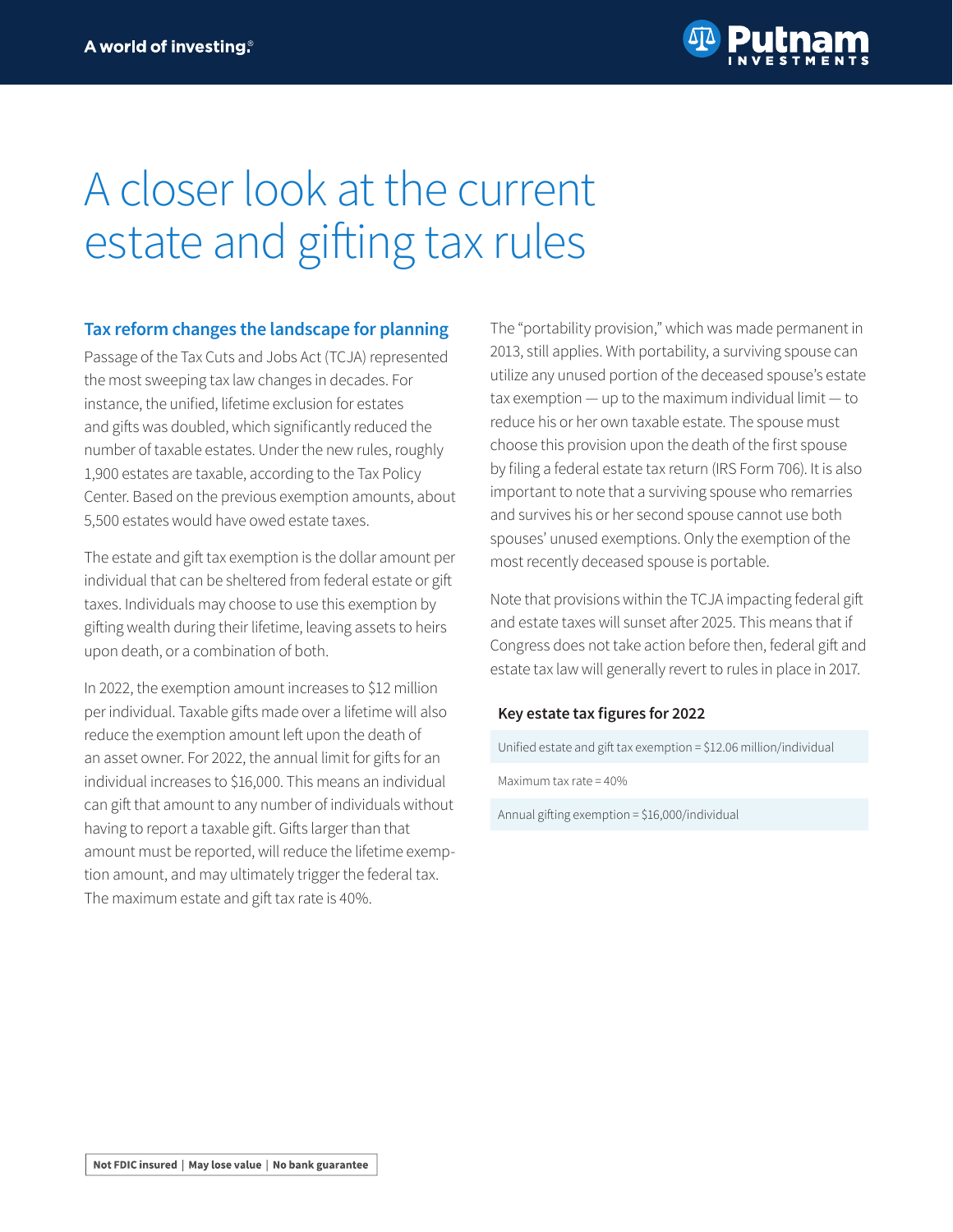# A closer look at the current estate and gifting tax rules

## Tax reform changes the landscape for planning

Passage of the Tax Cuts and Jobs Act (TCJA) represented the most sweeping tax law changes in decades. For instance, the unified, lifetime exclusion for estates and gifts was doubled, which significantly reduced the number of taxable estates. Under the new rules, roughly 1,900 estates are taxable, according to the Tax Policy Center. Based on the previous exemption amounts, about 5,500 estates would have owed estate taxes.

The estate and gift tax exemption is the dollar amount per individual that can be sheltered from federal estate or gift taxes. Individuals may choose to use this exemption by gifting wealth during their lifetime, leaving assets to heirs upon death, or a combination of both.

In 2022, the exemption amount increases to $12 million per individual. Taxable gifts made over a lifetime will also reduce the exemption amount left upon the death of an asset owner. For 2022, the annual limit for gifts for an individual increases to $16,000. This means an individual can gift that amount to any number of individuals without having to report a taxable gift. Gifts larger than that amount must be reported, will reduce the lifetime exemption amount, and may ultimately trigger the federal tax. The maximum estate and gift tax rate is 40%.

The "portability provision," which was made permanent in 2013, still applies. With portability, a surviving spouse can utilize any unused portion of the deceased spouse's estate tax exemption — up to the maximum individual limit — to reduce his or her own taxable estate. The spouse must choose this provision upon the death of the first spouse by filing a federal estate tax return (IRS Form 706). It is also important to note that a surviving spouse who remarries and survives his or her second spouse cannot use both spouses' unused exemptions. Only the exemption of the most recently deceased spouse is portable.

Note that provisions within the TCJA impacting federal gift and estate taxes will sunset after 2025. This means that if Congress does not take action before then, federal gift and estate tax law will generally revert to rules in place in 2017.

### Key estate tax figures for 2022

| Key estate tax figures for 2022 |
| --- |
| Unified estate and gift tax exemption = $12.06 million/individual |
| Maximum tax rate = 40% |
| Annual gifting exemption = $16,000/individual |

**Not FDIC insured | May lose value | No bank guarantee**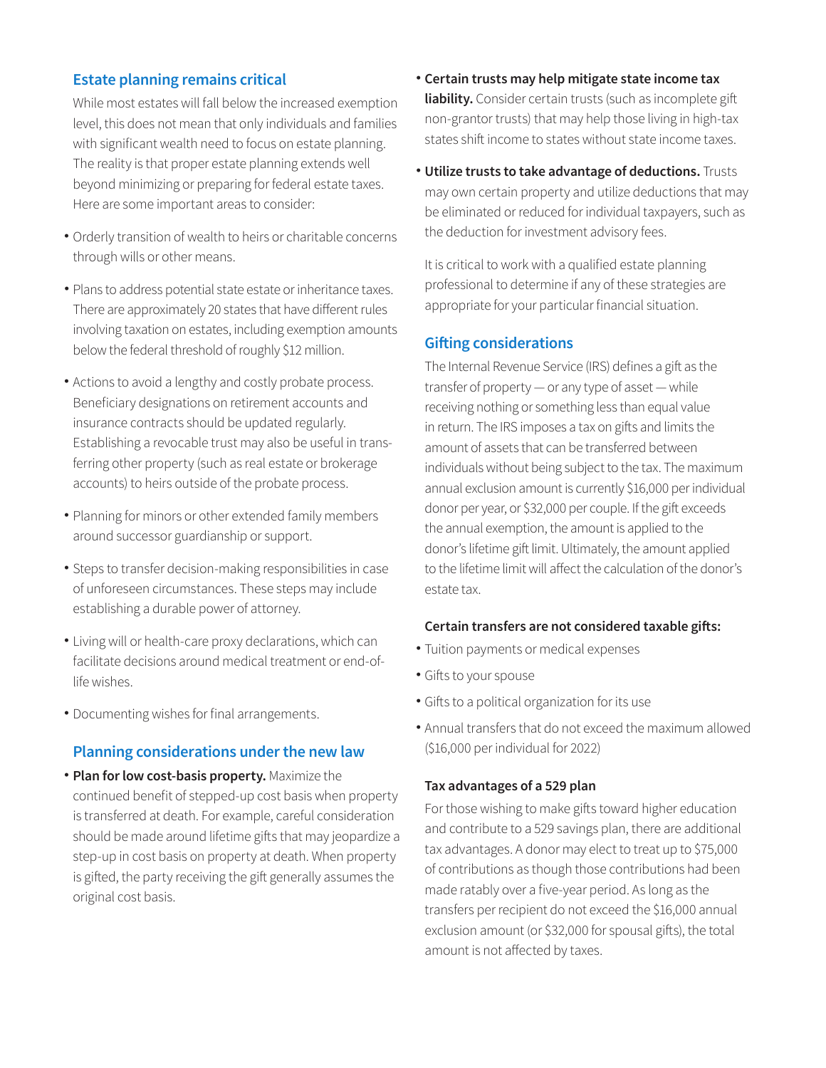## Estate planning remains critical

While most estates will fall below the increased exemption level, this does not mean that only individuals and families with significant wealth need to focus on estate planning. The reality is that proper estate planning extends well beyond minimizing or preparing for federal estate taxes. Here are some important areas to consider:

- Orderly transition of wealth to heirs or charitable concerns through wills or other means.
- Plans to address potential state estate or inheritance taxes. There are approximately 20 states that have different rules involving taxation on estates, including exemption amounts below the federal threshold of roughly $12 million.
- Actions to avoid a lengthy and costly probate process. Beneficiary designations on retirement accounts and insurance contracts should be updated regularly. Establishing a revocable trust may also be useful in transferring other property (such as real estate or brokerage accounts) to heirs outside of the probate process.
- Planning for minors or other extended family members around successor guardianship or support.
- Steps to transfer decision-making responsibilities in case of unforeseen circumstances. These steps may include establishing a durable power of attorney.
- Living will or health-care proxy declarations, which can facilitate decisions around medical treatment or end-of-life wishes.
- Documenting wishes for final arrangements.

## Planning considerations under the new law

- **Plan for low cost-basis property.** Maximize the continued benefit of stepped-up cost basis when property is transferred at death. For example, careful consideration should be made around lifetime gifts that may jeopardize a step-up in cost basis on property at death. When property is gifted, the party receiving the gift generally assumes the original cost basis.
- **Certain trusts may help mitigate state income tax liability.** Consider certain trusts (such as incomplete gift non-grantor trusts) that may help those living in high-tax states shift income to states without state income taxes.
- **Utilize trusts to take advantage of deductions.** Trusts may own certain property and utilize deductions that may be eliminated or reduced for individual taxpayers, such as the deduction for investment advisory fees.

It is critical to work with a qualified estate planning professional to determine if any of these strategies are appropriate for your particular financial situation.

## Gifting considerations

The Internal Revenue Service (IRS) defines a gift as the transfer of property — or any type of asset — while receiving nothing or something less than equal value in return. The IRS imposes a tax on gifts and limits the amount of assets that can be transferred between individuals without being subject to the tax. The maximum annual exclusion amount is currently $16,000 per individual donor per year, or $32,000 per couple. If the gift exceeds the annual exemption, the amount is applied to the donor's lifetime gift limit. Ultimately, the amount applied to the lifetime limit will affect the calculation of the donor's estate tax.

### Certain transfers are not considered taxable gifts:

- Tuition payments or medical expenses
- Gifts to your spouse
- Gifts to a political organization for its use
- Annual transfers that do not exceed the maximum allowed ($16,000 per individual for 2022)

### Tax advantages of a 529 plan

For those wishing to make gifts toward higher education and contribute to a 529 savings plan, there are additional tax advantages. A donor may elect to treat up to $75,000 of contributions as though those contributions had been made ratably over a five-year period. As long as the transfers per recipient do not exceed the $16,000 annual exclusion amount (or $32,000 for spousal gifts), the total amount is not affected by taxes.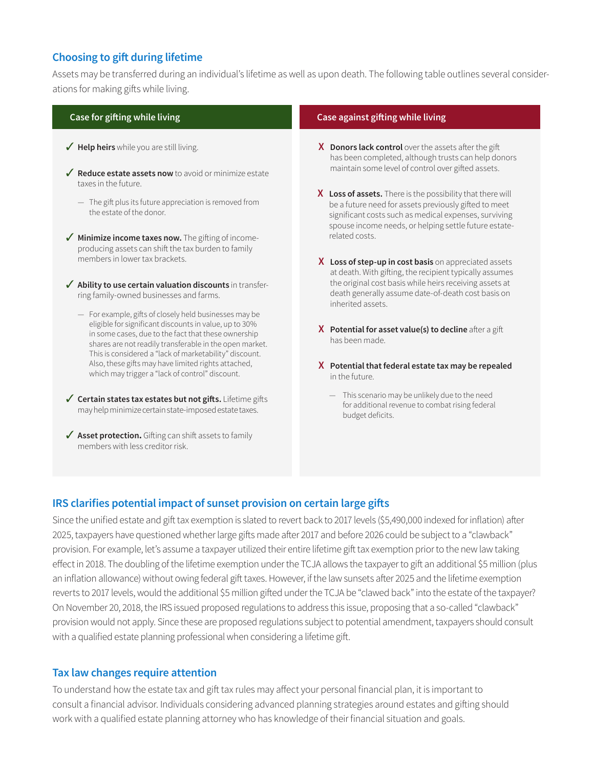## Choosing to gift during lifetime

Assets may be transferred during an individual's lifetime as well as upon death. The following table outlines several considerations for making gifts while living.

### Case for gifting while living

- ✓ **Help heirs** while you are still living.
- ✓ **Reduce estate assets now** to avoid or minimize estate taxes in the future.
  - The gift plus its future appreciation is removed from the estate of the donor.
- ✓ **Minimize income taxes now.** The gifting of income-producing assets can shift the tax burden to family members in lower tax brackets.
- ✓ **Ability to use certain valuation discounts** in transferring family-owned businesses and farms.
  - For example, gifts of closely held businesses may be eligible for significant discounts in value, up to 30% in some cases, due to the fact that these ownership shares are not readily transferable in the open market. This is considered a "lack of marketability" discount. Also, these gifts may have limited rights attached, which may trigger a "lack of control" discount.
- ✓ **Certain states tax estates but not gifts.** Lifetime gifts may help minimize certain state-imposed estate taxes.
- ✓ **Asset protection.** Gifting can shift assets to family members with less creditor risk.

### Case against gifting while living

- X **Donors lack control** over the assets after the gift has been completed, although trusts can help donors maintain some level of control over gifted assets.
- X **Loss of assets.** There is the possibility that there will be a future need for assets previously gifted to meet significant costs such as medical expenses, surviving spouse income needs, or helping settle future estate-related costs.
- X **Loss of step-up in cost basis** on appreciated assets at death. With gifting, the recipient typically assumes the original cost basis while heirs receiving assets at death generally assume date-of-death cost basis on inherited assets.
- X **Potential for asset value(s) to decline** after a gift has been made.
- X **Potential that federal estate tax may be repealed** in the future.
  - This scenario may be unlikely due to the need for additional revenue to combat rising federal budget deficits.

## IRS clarifies potential impact of sunset provision on certain large gifts

Since the unified estate and gift tax exemption is slated to revert back to 2017 levels ($5,490,000 indexed for inflation) after 2025, taxpayers have questioned whether large gifts made after 2017 and before 2026 could be subject to a "clawback" provision. For example, let's assume a taxpayer utilized their entire lifetime gift tax exemption prior to the new law taking effect in 2018. The doubling of the lifetime exemption under the TCJA allows the taxpayer to gift an additional $5 million (plus an inflation allowance) without owing federal gift taxes. However, if the law sunsets after 2025 and the lifetime exemption reverts to 2017 levels, would the additional $5 million gifted under the TCJA be "clawed back" into the estate of the taxpayer? On November 20, 2018, the IRS issued proposed regulations to address this issue, proposing that a so-called "clawback" provision would not apply. Since these are proposed regulations subject to potential amendment, taxpayers should consult with a qualified estate planning professional when considering a lifetime gift.

## Tax law changes require attention

To understand how the estate tax and gift tax rules may affect your personal financial plan, it is important to consult a financial advisor. Individuals considering advanced planning strategies around estates and gifting should work with a qualified estate planning attorney who has knowledge of their financial situation and goals.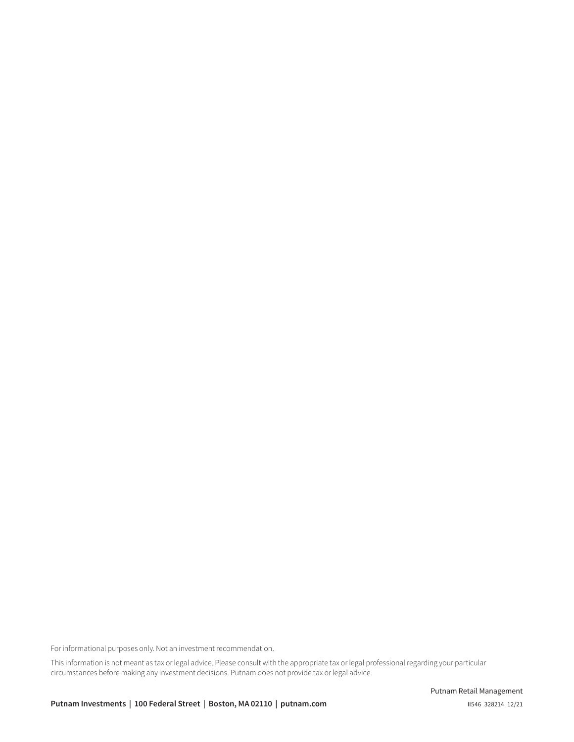For informational purposes only. Not an investment recommendation.

This information is not meant as tax or legal advice. Please consult with the appropriate tax or legal professional regarding your particular circumstances before making any investment decisions. Putnam does not provide tax or legal advice.

Putnam Retail Management

**Putnam Investments | 100 Federal Street | Boston, MA 02110 | putnam.com**

II546 328214 12/21